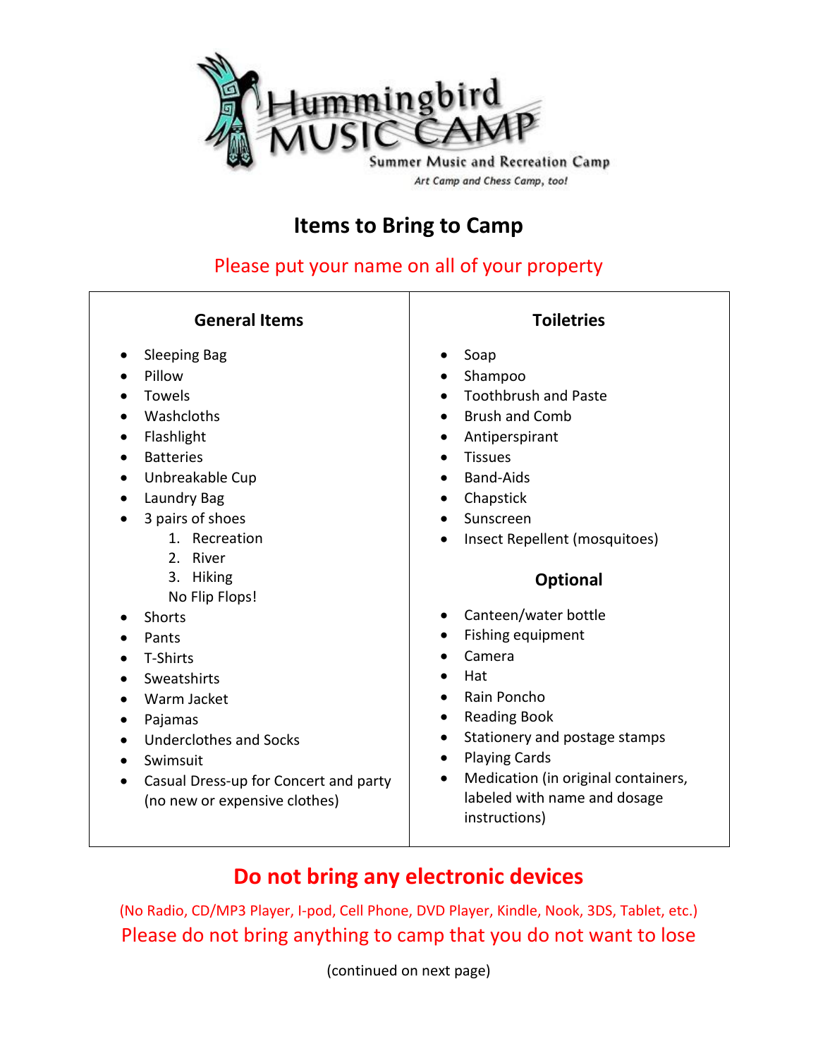# Hummingbird MUSIC CAMP

Summer Music and Recreation Camp

*Art Camp and Chess Camp, too!*

## Items to Bring to Camp

Please put your name on all of your property

### General Items

- Sleeping Bag
- Pillow
- Towels
- Washcloths
- Flashlight
- Batteries
- Unbreakable Cup
- Laundry Bag
- 3 pairs of shoes
    1. Recreation
    2. River
    3. Hiking

    No Flip Flops!
- Shorts
- Pants
- T-Shirts
- Sweatshirts
- Warm Jacket
- Pajamas
- Underclothes and Socks
- Swimsuit
- Casual Dress-up for Concert and party (no new or expensive clothes)

### Toiletries

- Soap
- Shampoo
- Toothbrush and Paste
- Brush and Comb
- Antiperspirant
- Tissues
- Band-Aids
- Chapstick
- Sunscreen
- Insect Repellent (mosquitoes)

### Optional

- Canteen/water bottle
- Fishing equipment
- Camera
- Hat
- Rain Poncho
- Reading Book
- Stationery and postage stamps
- Playing Cards
- Medication (in original containers, labeled with name and dosage instructions)

## Do not bring any electronic devices

(No Radio, CD/MP3 Player, I-pod, Cell Phone, DVD Player, Kindle, Nook, 3DS, Tablet, etc.)

Please do not bring anything to camp that you do not want to lose

(continued on next page)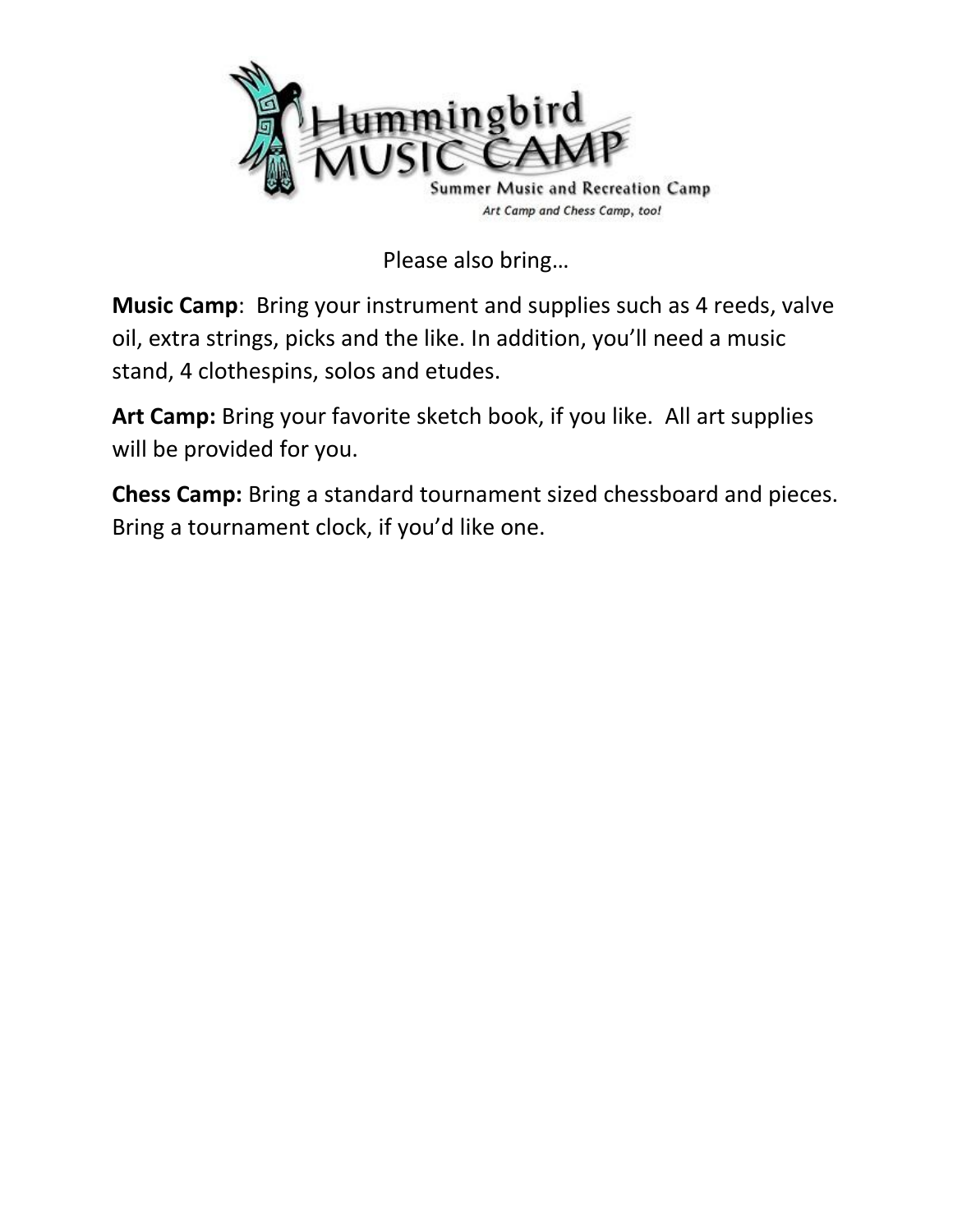Please also bring…

**Music Camp**: Bring your instrument and supplies such as 4 reeds, valve oil, extra strings, picks and the like. In addition, you'll need a music stand, 4 clothespins, solos and etudes.

**Art Camp:** Bring your favorite sketch book, if you like. All art supplies will be provided for you.

**Chess Camp:** Bring a standard tournament sized chessboard and pieces. Bring a tournament clock, if you'd like one.